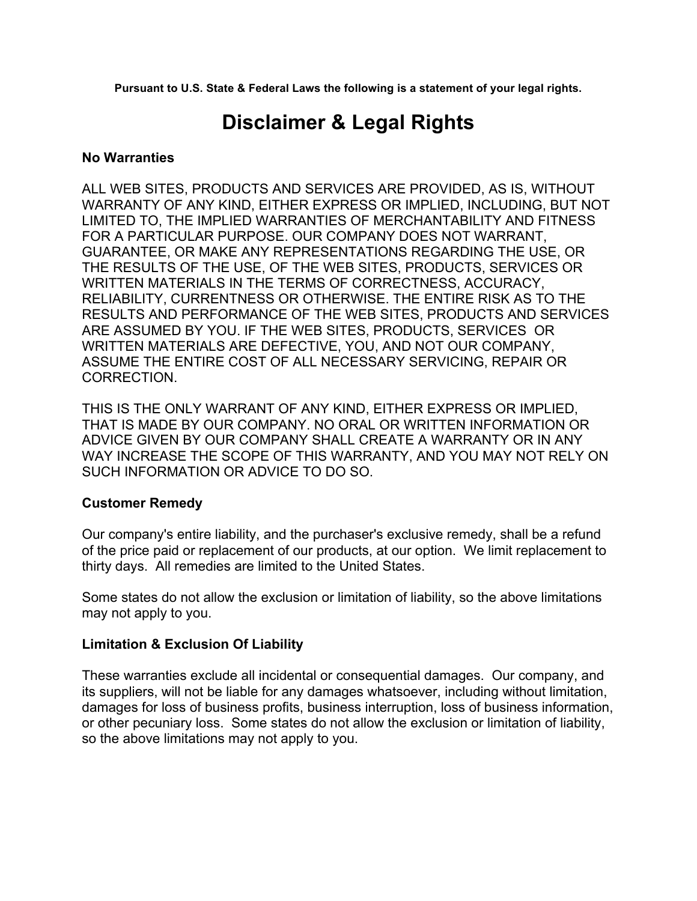**Pursuant to U.S. State & Federal Laws the following is a statement of your legal rights.**

# Disclaimer & Legal Rights

### No Warranties

ALL WEB SITES, PRODUCTS AND SERVICES ARE PROVIDED, AS IS, WITHOUT WARRANTY OF ANY KIND, EITHER EXPRESS OR IMPLIED, INCLUDING, BUT NOT LIMITED TO, THE IMPLIED WARRANTIES OF MERCHANTABILITY AND FITNESS FOR A PARTICULAR PURPOSE. OUR COMPANY DOES NOT WARRANT, GUARANTEE, OR MAKE ANY REPRESENTATIONS REGARDING THE USE, OR THE RESULTS OF THE USE, OF THE WEB SITES, PRODUCTS, SERVICES OR WRITTEN MATERIALS IN THE TERMS OF CORRECTNESS, ACCURACY, RELIABILITY, CURRENTNESS OR OTHERWISE. THE ENTIRE RISK AS TO THE RESULTS AND PERFORMANCE OF THE WEB SITES, PRODUCTS AND SERVICES ARE ASSUMED BY YOU. IF THE WEB SITES, PRODUCTS, SERVICES OR WRITTEN MATERIALS ARE DEFECTIVE, YOU, AND NOT OUR COMPANY, ASSUME THE ENTIRE COST OF ALL NECESSARY SERVICING, REPAIR OR CORRECTION.

THIS IS THE ONLY WARRANT OF ANY KIND, EITHER EXPRESS OR IMPLIED, THAT IS MADE BY OUR COMPANY. NO ORAL OR WRITTEN INFORMATION OR ADVICE GIVEN BY OUR COMPANY SHALL CREATE A WARRANTY OR IN ANY WAY INCREASE THE SCOPE OF THIS WARRANTY, AND YOU MAY NOT RELY ON SUCH INFORMATION OR ADVICE TO DO SO.

### Customer Remedy

Our company's entire liability, and the purchaser's exclusive remedy, shall be a refund of the price paid or replacement of our products, at our option. We limit replacement to thirty days. All remedies are limited to the United States.

Some states do not allow the exclusion or limitation of liability, so the above limitations may not apply to you.

### Limitation & Exclusion Of Liability

These warranties exclude all incidental or consequential damages. Our company, and its suppliers, will not be liable for any damages whatsoever, including without limitation, damages for loss of business profits, business interruption, loss of business information, or other pecuniary loss. Some states do not allow the exclusion or limitation of liability, so the above limitations may not apply to you.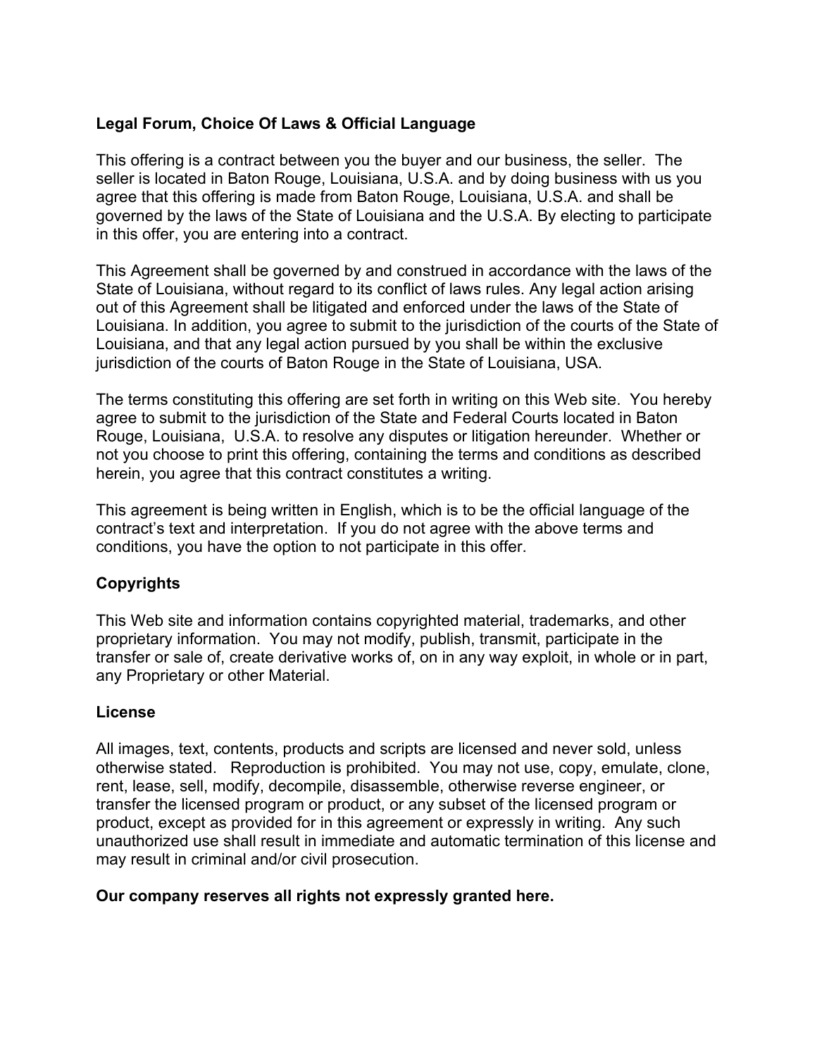**Legal Forum, Choice Of Laws & Official Language**

This offering is a contract between you the buyer and our business, the seller. The seller is located in Baton Rouge, Louisiana, U.S.A. and by doing business with us you agree that this offering is made from Baton Rouge, Louisiana, U.S.A. and shall be governed by the laws of the State of Louisiana and the U.S.A. By electing to participate in this offer, you are entering into a contract.

This Agreement shall be governed by and construed in accordance with the laws of the State of Louisiana, without regard to its conflict of laws rules. Any legal action arising out of this Agreement shall be litigated and enforced under the laws of the State of Louisiana. In addition, you agree to submit to the jurisdiction of the courts of the State of Louisiana, and that any legal action pursued by you shall be within the exclusive jurisdiction of the courts of Baton Rouge in the State of Louisiana, USA.

The terms constituting this offering are set forth in writing on this Web site. You hereby agree to submit to the jurisdiction of the State and Federal Courts located in Baton Rouge, Louisiana, U.S.A. to resolve any disputes or litigation hereunder. Whether or not you choose to print this offering, containing the terms and conditions as described herein, you agree that this contract constitutes a writing.

This agreement is being written in English, which is to be the official language of the contract's text and interpretation. If you do not agree with the above terms and conditions, you have the option to not participate in this offer.

**Copyrights**

This Web site and information contains copyrighted material, trademarks, and other proprietary information. You may not modify, publish, transmit, participate in the transfer or sale of, create derivative works of, on in any way exploit, in whole or in part, any Proprietary or other Material.

**License**

All images, text, contents, products and scripts are licensed and never sold, unless otherwise stated. Reproduction is prohibited. You may not use, copy, emulate, clone, rent, lease, sell, modify, decompile, disassemble, otherwise reverse engineer, or transfer the licensed program or product, or any subset of the licensed program or product, except as provided for in this agreement or expressly in writing. Any such unauthorized use shall result in immediate and automatic termination of this license and may result in criminal and/or civil prosecution.

**Our company reserves all rights not expressly granted here.**